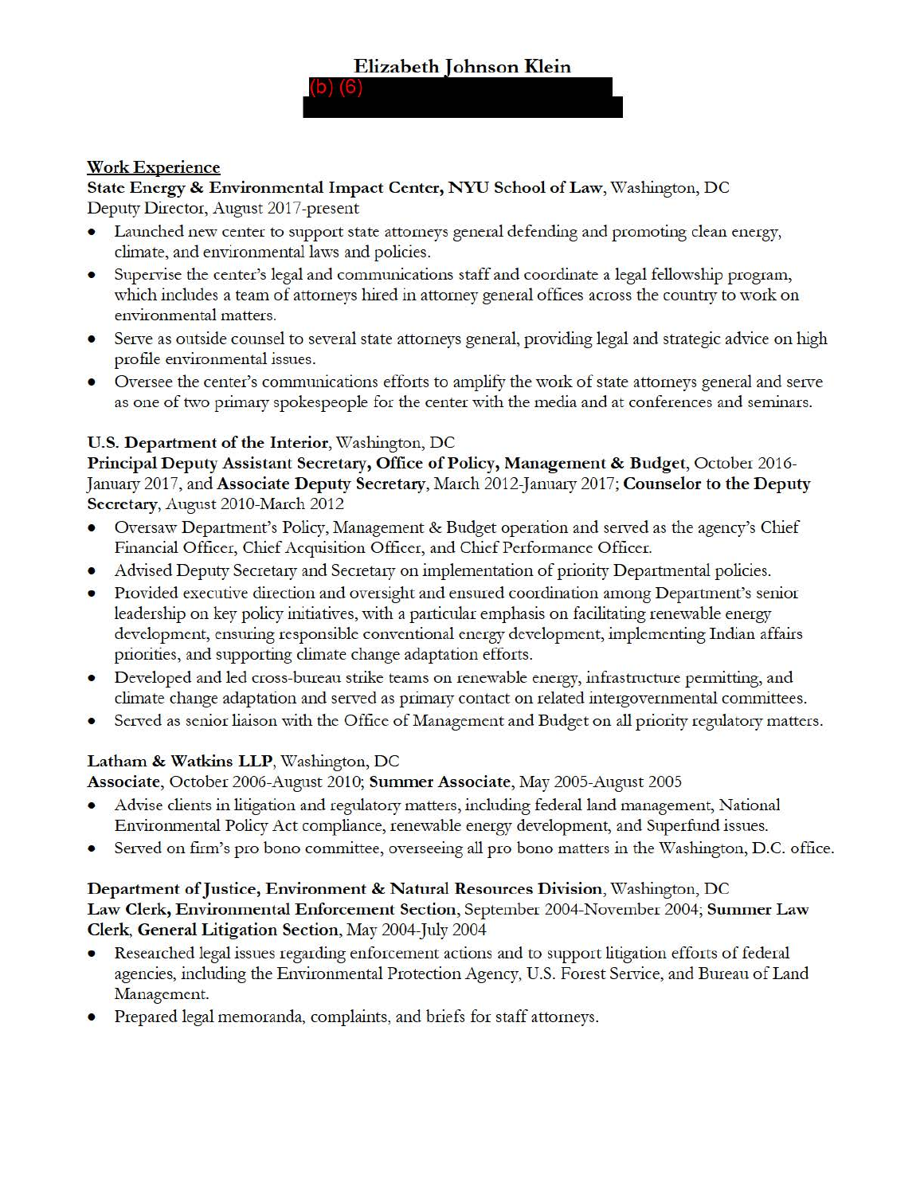# Elizabeth Johnson Klein

(b) (6)

## Work Experience

**State Energy & Environmental Impact Center, NYU School of Law**, Washington, DC
Deputy Director, August 2017-present

- Launched new center to support state attorneys general defending and promoting clean energy, climate, and environmental laws and policies.
- Supervise the center's legal and communications staff and coordinate a legal fellowship program, which includes a team of attorneys hired in attorney general offices across the country to work on environmental matters.
- Serve as outside counsel to several state attorneys general, providing legal and strategic advice on high profile environmental issues.
- Oversee the center's communications efforts to amplify the work of state attorneys general and serve as one of two primary spokespeople for the center with the media and at conferences and seminars.

**U.S. Department of the Interior**, Washington, DC
**Principal Deputy Assistant Secretary, Office of Policy, Management & Budget**, October 2016-January 2017, and **Associate Deputy Secretary**, March 2012-January 2017; **Counselor to the Deputy Secretary**, August 2010-March 2012

- Oversaw Department's Policy, Management & Budget operation and served as the agency's Chief Financial Officer, Chief Acquisition Officer, and Chief Performance Officer.
- Advised Deputy Secretary and Secretary on implementation of priority Departmental policies.
- Provided executive direction and oversight and ensured coordination among Department's senior leadership on key policy initiatives, with a particular emphasis on facilitating renewable energy development, ensuring responsible conventional energy development, implementing Indian affairs priorities, and supporting climate change adaptation efforts.
- Developed and led cross-bureau strike teams on renewable energy, infrastructure permitting, and climate change adaptation and served as primary contact on related intergovernmental committees.
- Served as senior liaison with the Office of Management and Budget on all priority regulatory matters.

**Latham & Watkins LLP**, Washington, DC
**Associate**, October 2006-August 2010; **Summer Associate**, May 2005-August 2005

- Advise clients in litigation and regulatory matters, including federal land management, National Environmental Policy Act compliance, renewable energy development, and Superfund issues.
- Served on firm's pro bono committee, overseeing all pro bono matters in the Washington, D.C. office.

**Department of Justice, Environment & Natural Resources Division**, Washington, DC
**Law Clerk, Environmental Enforcement Section**, September 2004-November 2004; **Summer Law Clerk**, **General Litigation Section**, May 2004-July 2004

- Researched legal issues regarding enforcement actions and to support litigation efforts of federal agencies, including the Environmental Protection Agency, U.S. Forest Service, and Bureau of Land Management.
- Prepared legal memoranda, complaints, and briefs for staff attorneys.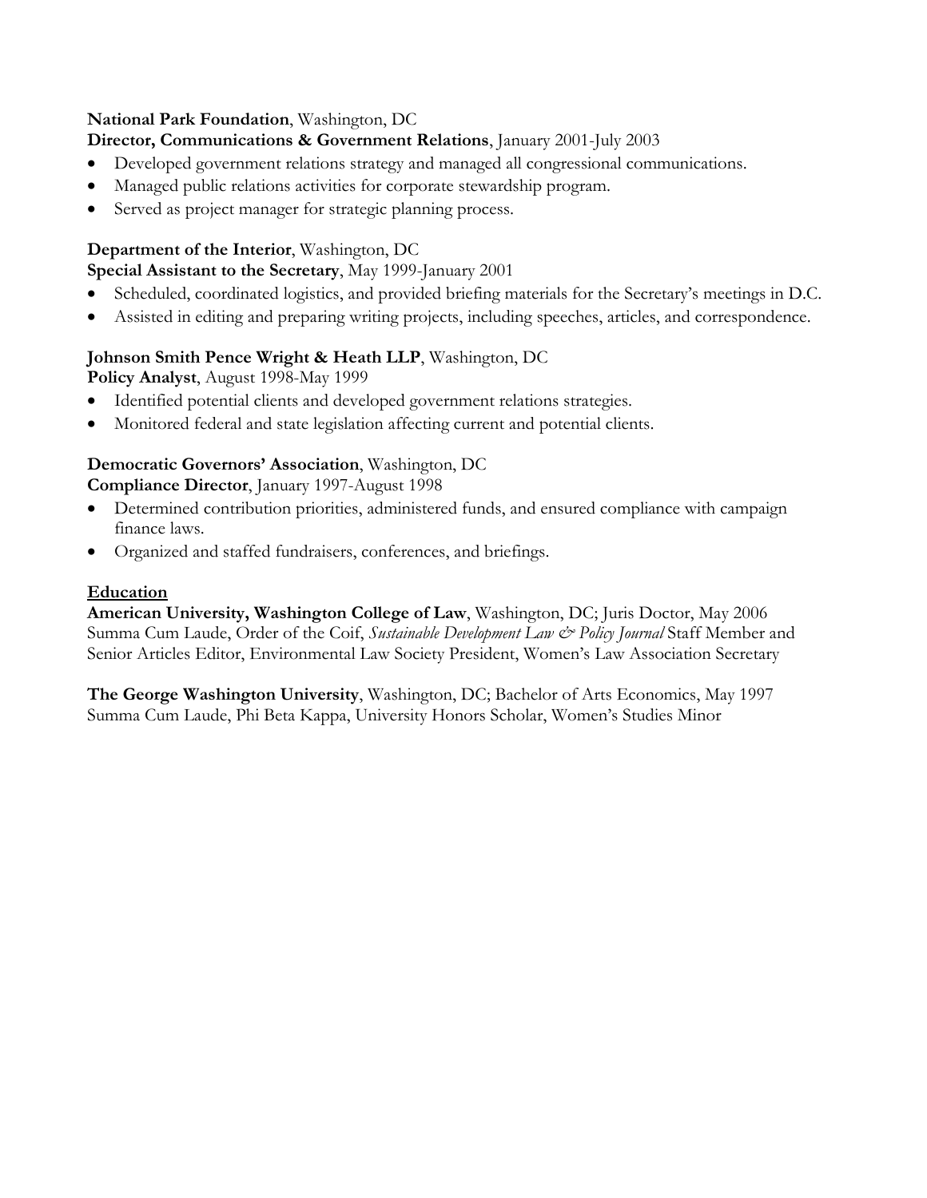**National Park Foundation**, Washington, DC
**Director, Communications & Government Relations**, January 2001-July 2003

- Developed government relations strategy and managed all congressional communications.
- Managed public relations activities for corporate stewardship program.
- Served as project manager for strategic planning process.

**Department of the Interior**, Washington, DC
**Special Assistant to the Secretary**, May 1999-January 2001

- Scheduled, coordinated logistics, and provided briefing materials for the Secretary's meetings in D.C.
- Assisted in editing and preparing writing projects, including speeches, articles, and correspondence.

**Johnson Smith Pence Wright & Heath LLP**, Washington, DC
**Policy Analyst**, August 1998-May 1999

- Identified potential clients and developed government relations strategies.
- Monitored federal and state legislation affecting current and potential clients.

**Democratic Governors' Association**, Washington, DC
**Compliance Director**, January 1997-August 1998

- Determined contribution priorities, administered funds, and ensured compliance with campaign finance laws.
- Organized and staffed fundraisers, conferences, and briefings.

## Education

**American University, Washington College of Law**, Washington, DC; Juris Doctor, May 2006
Summa Cum Laude, Order of the Coif, *Sustainable Development Law & Policy Journal* Staff Member and Senior Articles Editor, Environmental Law Society President, Women's Law Association Secretary

**The George Washington University**, Washington, DC; Bachelor of Arts Economics, May 1997
Summa Cum Laude, Phi Beta Kappa, University Honors Scholar, Women's Studies Minor